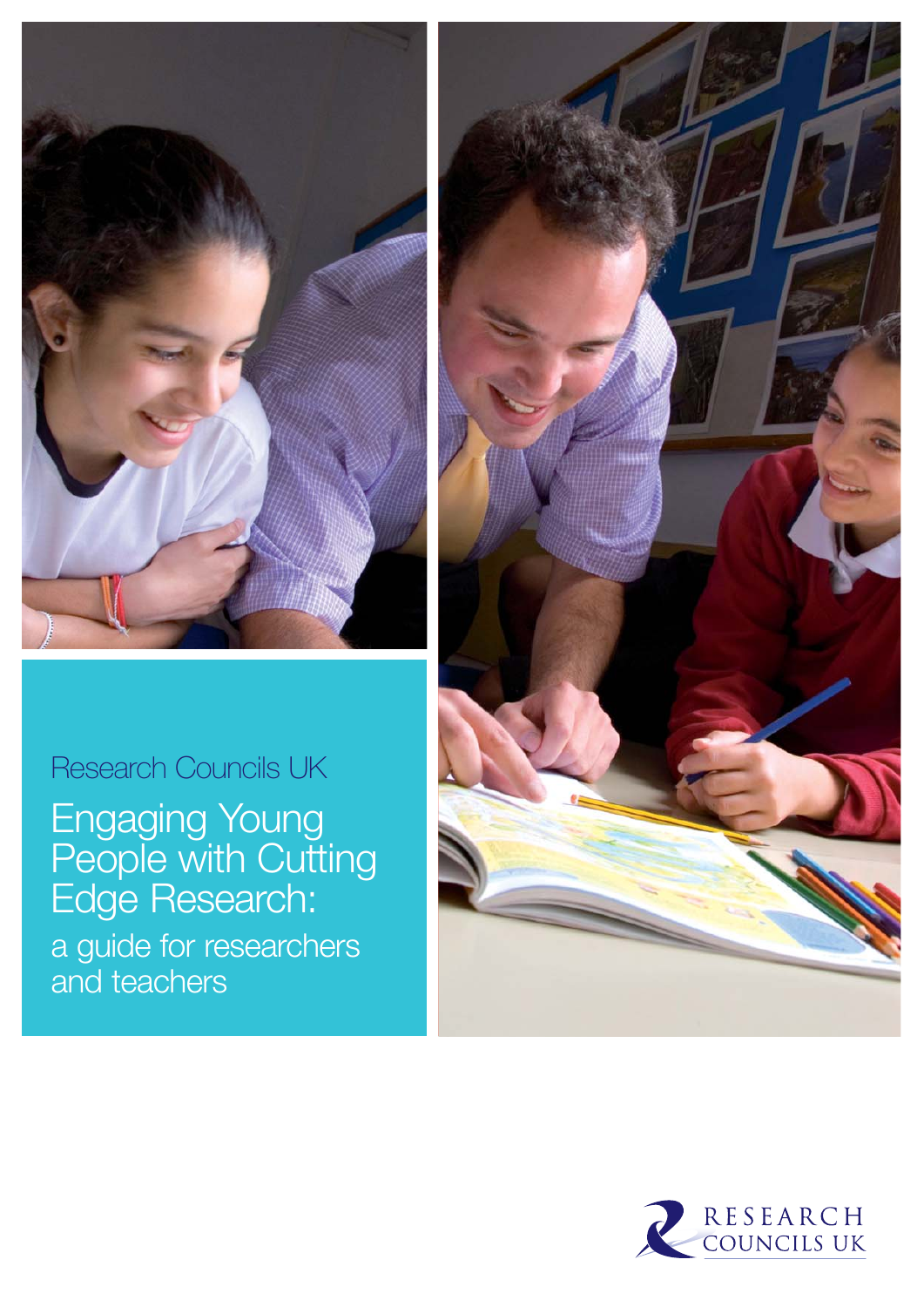Research Councils UK

# Engaging Young People with Cutting Edge Research:

## a guide for researchers and teachers

RESEARCH COUNCILS UK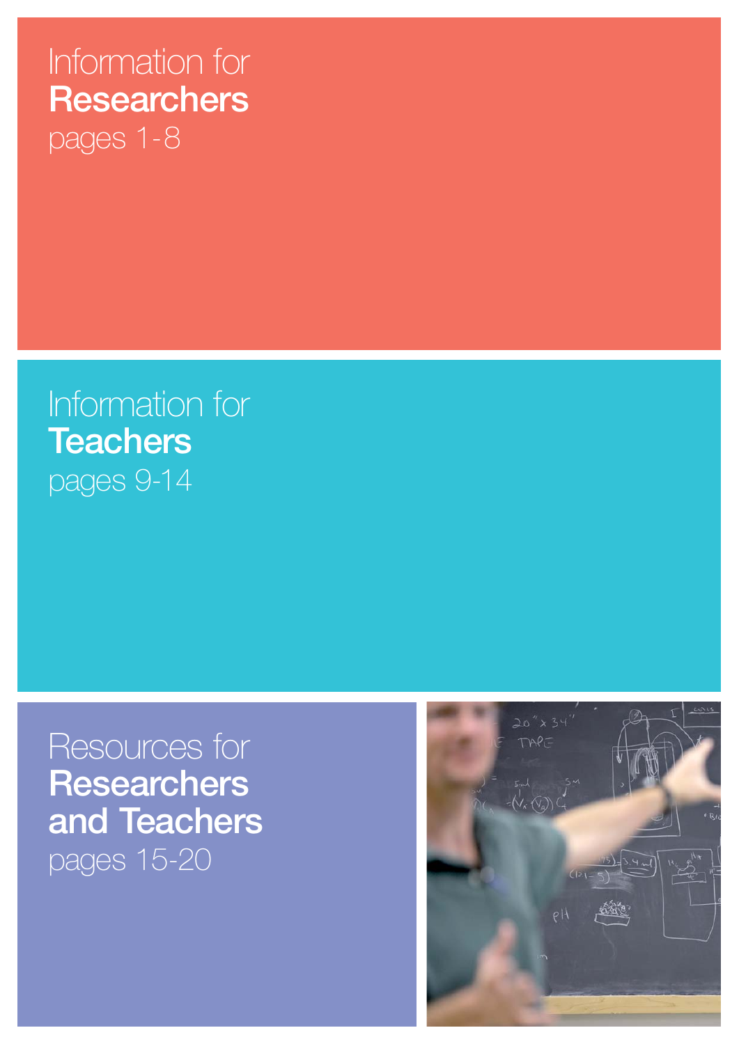Information for
**Researchers**
pages 1-8

Information for
**Teachers**
pages 9-14

Resources for
**Researchers and Teachers**
pages 15-20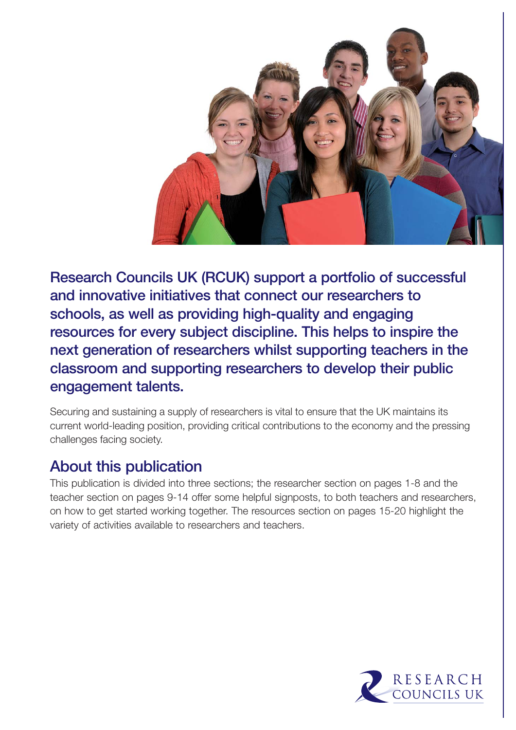**Research Councils UK (RCUK) support a portfolio of successful and innovative initiatives that connect our researchers to schools, as well as providing high-quality and engaging resources for every subject discipline. This helps to inspire the next generation of researchers whilst supporting teachers in the classroom and supporting researchers to develop their public engagement talents.**

Securing and sustaining a supply of researchers is vital to ensure that the UK maintains its current world-leading position, providing critical contributions to the economy and the pressing challenges facing society.

## About this publication

This publication is divided into three sections; the researcher section on pages 1-8 and the teacher section on pages 9-14 offer some helpful signposts, to both teachers and researchers, on how to get started working together. The resources section on pages 15-20 highlight the variety of activities available to researchers and teachers.

RESEARCH COUNCILS UK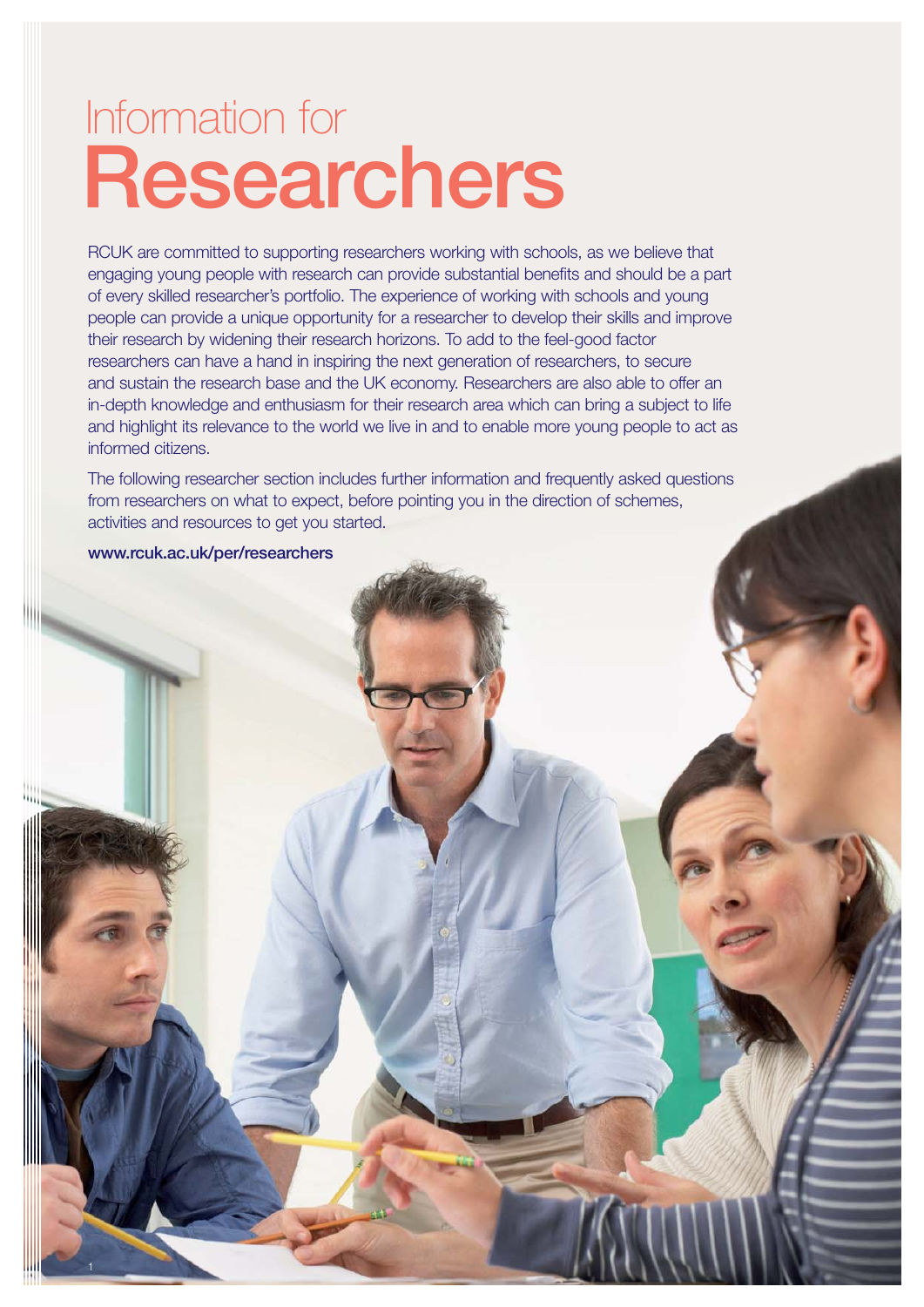# Information for Researchers

RCUK are committed to supporting researchers working with schools, as we believe that engaging young people with research can provide substantial benefits and should be a part of every skilled researcher's portfolio. The experience of working with schools and young people can provide a unique opportunity for a researcher to develop their skills and improve their research by widening their research horizons. To add to the feel-good factor researchers can have a hand in inspiring the next generation of researchers, to secure and sustain the research base and the UK economy. Researchers are also able to offer an in-depth knowledge and enthusiasm for their research area which can bring a subject to life and highlight its relevance to the world we live in and to enable more young people to act as informed citizens.

The following researcher section includes further information and frequently asked questions from researchers on what to expect, before pointing you in the direction of schemes, activities and resources to get you started.

**www.rcuk.ac.uk/per/researchers**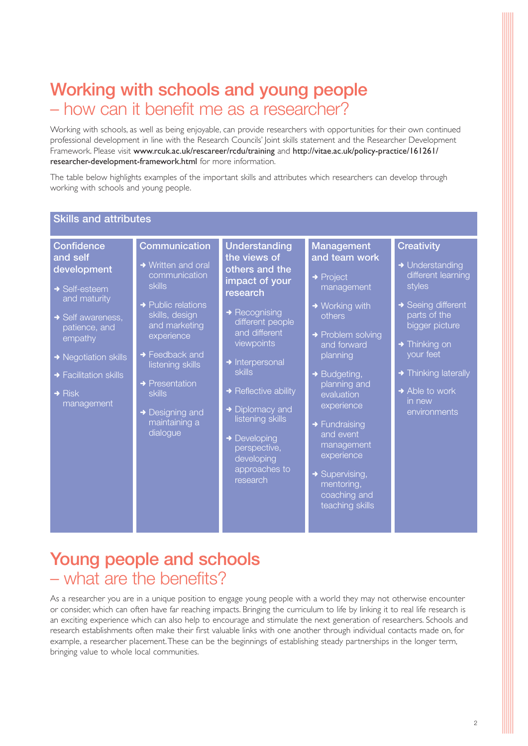# Working with schools and young people
## – how can it benefit me as a researcher?

Working with schools, as well as being enjoyable, can provide researchers with opportunities for their own continued professional development in line with the Research Councils' Joint skills statement and the Researcher Development Framework. Please visit **www.rcuk.ac.uk/rescareer/rcdu/training** and **http://vitae.ac.uk/policy-practice/161261/researcher-development-framework.html** for more information.

The table below highlights examples of the important skills and attributes which researchers can develop through working with schools and young people.

### Skills and attributes

**Confidence and self development**
- Self-esteem and maturity
- Self awareness, patience, and empathy
- Negotiation skills
- Facilitation skills
- Risk management

**Communication**
- Written and oral communication skills
- Public relations skills, design and marketing experience
- Feedback and listening skills
- Presentation skills
- Designing and maintaining a dialogue

**Understanding the views of others and the impact of your research**
- Recognising different people and different viewpoints
- Interpersonal skills
- Reflective ability
- Diplomacy and listening skills
- Developing perspective, developing approaches to research

**Management and team work**
- Project management
- Working with others
- Problem solving and forward planning
- Budgeting, planning and evaluation experience
- Fundraising and event management experience
- Supervising, mentoring, coaching and teaching skills

**Creativity**
- Understanding different learning styles
- Seeing different parts of the bigger picture
- Thinking on your feet
- Thinking laterally
- Able to work in new environments

# Young people and schools
## – what are the benefits?

As a researcher you are in a unique position to engage young people with a world they may not otherwise encounter or consider, which can often have far reaching impacts. Bringing the curriculum to life by linking it to real life research is an exciting experience which can also help to encourage and stimulate the next generation of researchers. Schools and research establishments often make their first valuable links with one another through individual contacts made on, for example, a researcher placement. These can be the beginnings of establishing steady partnerships in the longer term, bringing value to whole local communities.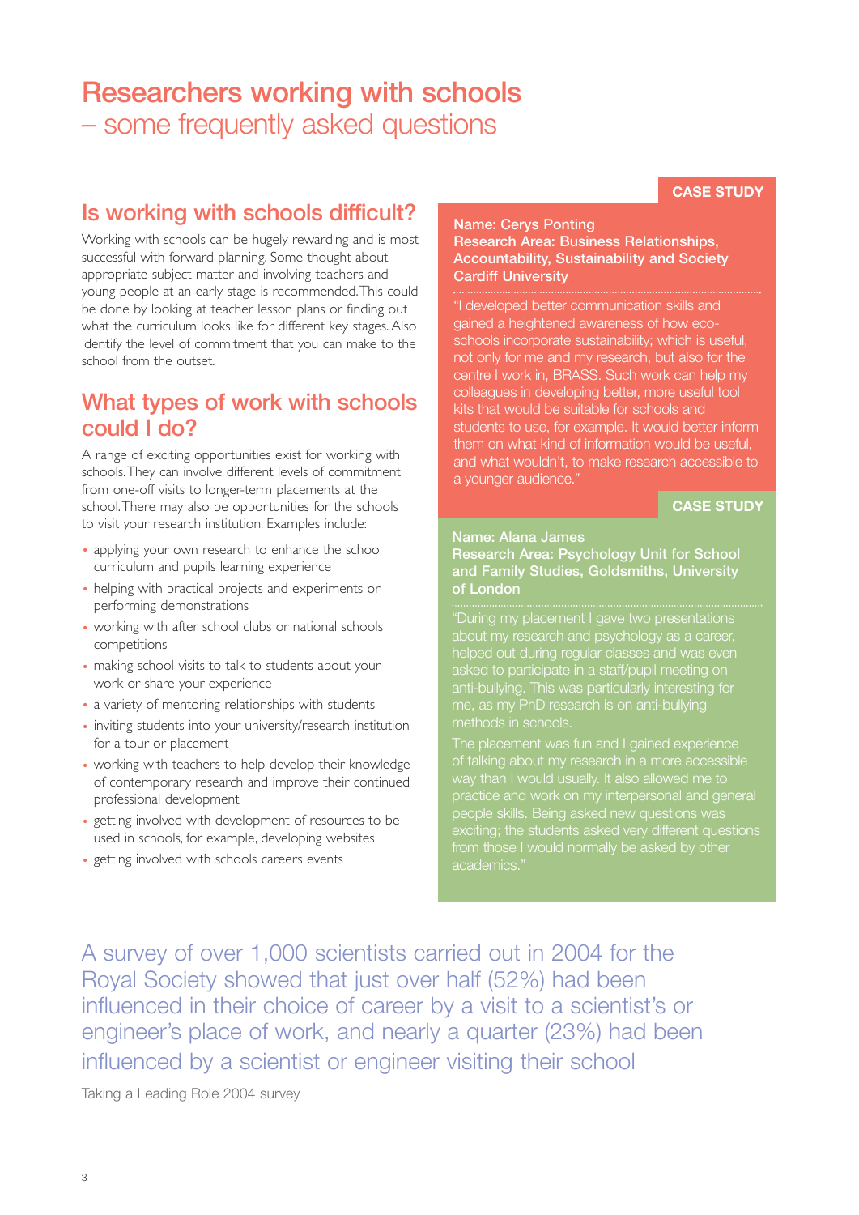# Researchers working with schools

## – some frequently asked questions

## Is working with schools difficult?

Working with schools can be hugely rewarding and is most successful with forward planning. Some thought about appropriate subject matter and involving teachers and young people at an early stage is recommended. This could be done by looking at teacher lesson plans or finding out what the curriculum looks like for different key stages. Also identify the level of commitment that you can make to the school from the outset.

## What types of work with schools could I do?

A range of exciting opportunities exist for working with schools. They can involve different levels of commitment from one-off visits to longer-term placements at the school. There may also be opportunities for the schools to visit your research institution. Examples include:

- applying your own research to enhance the school curriculum and pupils learning experience
- helping with practical projects and experiments or performing demonstrations
- working with after school clubs or national schools competitions
- making school visits to talk to students about your work or share your experience
- a variety of mentoring relationships with students
- inviting students into your university/research institution for a tour or placement
- working with teachers to help develop their knowledge of contemporary research and improve their continued professional development
- getting involved with development of resources to be used in schools, for example, developing websites
- getting involved with schools careers events

**CASE STUDY**

**Name: Cerys Ponting**
**Research Area: Business Relationships, Accountability, Sustainability and Society**
**Cardiff University**

"I developed better communication skills and gained a heightened awareness of how eco-schools incorporate sustainability; which is useful, not only for me and my research, but also for the centre I work in, BRASS. Such work can help my colleagues in developing better, more useful tool kits that would be suitable for schools and students to use, for example. It would better inform them on what kind of information would be useful, and what wouldn't, to make research accessible to a younger audience."

**CASE STUDY**

**Name: Alana James**
**Research Area: Psychology Unit for School and Family Studies, Goldsmiths, University of London**

"During my placement I gave two presentations about my research and psychology as a career, helped out during regular classes and was even asked to participate in a staff/pupil meeting on anti-bullying. This was particularly interesting for me, as my PhD research is on anti-bullying methods in schools.

The placement was fun and I gained experience of talking about my research in a more accessible way than I would usually. It also allowed me to practice and work on my interpersonal and general people skills. Being asked new questions was exciting; the students asked very different questions from those I would normally be asked by other academics."

A survey of over 1,000 scientists carried out in 2004 for the Royal Society showed that just over half (52%) had been influenced in their choice of career by a visit to a scientist's or engineer's place of work, and nearly a quarter (23%) had been influenced by a scientist or engineer visiting their school

Taking a Leading Role 2004 survey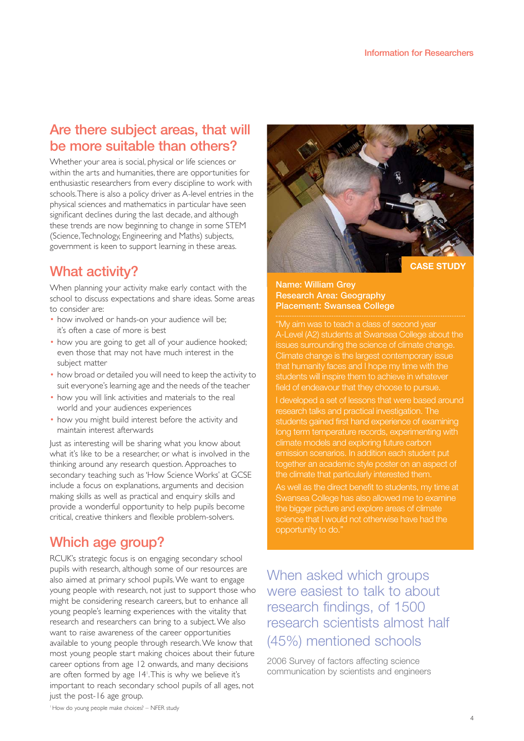## Are there subject areas, that will be more suitable than others?

Whether your area is social, physical or life sciences or within the arts and humanities, there are opportunities for enthusiastic researchers from every discipline to work with schools. There is also a policy driver as A-level entries in the physical sciences and mathematics in particular have seen significant declines during the last decade, and although these trends are now beginning to change in some STEM (Science, Technology, Engineering and Maths) subjects, government is keen to support learning in these areas.

## What activity?

When planning your activity make early contact with the school to discuss expectations and share ideas. Some areas to consider are:

- how involved or hands-on your audience will be; it's often a case of more is best
- how you are going to get all of your audience hooked; even those that may not have much interest in the subject matter
- how broad or detailed you will need to keep the activity to suit everyone's learning age and the needs of the teacher
- how you will link activities and materials to the real world and your audiences experiences
- how you might build interest before the activity and maintain interest afterwards

Just as interesting will be sharing what you know about what it's like to be a researcher, or what is involved in the thinking around any research question. Approaches to secondary teaching such as 'How Science Works' at GCSE include a focus on explanations, arguments and decision making skills as well as practical and enquiry skills and provide a wonderful opportunity to help pupils become critical, creative thinkers and flexible problem-solvers.

## Which age group?

RCUK's strategic focus is on engaging secondary school pupils with research, although some of our resources are also aimed at primary school pupils. We want to engage young people with research, not just to support those who might be considering research careers, but to enhance all young people's learning experiences with the vitality that research and researchers can bring to a subject. We also want to raise awareness of the career opportunities available to young people through research. We know that most young people start making choices about their future career options from age 12 onwards, and many decisions are often formed by age 14[1]. This is why we believe it's important to reach secondary school pupils of all ages, not just the post-16 age group.

[1] How do young people make choices? – NFER study

**CASE STUDY**

**Name: William Grey**
**Research Area: Geography**
**Placement: Swansea College**

"My aim was to teach a class of second year A-Level (A2) students at Swansea College about the issues surrounding the science of climate change. Climate change is the largest contemporary issue that humanity faces and I hope my time with the students will inspire them to achieve in whatever field of endeavour that they choose to pursue.

I developed a set of lessons that were based around research talks and practical investigation. The students gained first hand experience of examining long term temperature records, experimenting with climate models and exploring future carbon emission scenarios. In addition each student put together an academic style poster on an aspect of the climate that particularly interested them.

As well as the direct benefit to students, my time at Swansea College has also allowed me to examine the bigger picture and explore areas of climate science that I would not otherwise have had the opportunity to do."

When asked which groups were easiest to talk to about research findings, of 1500 research scientists almost half (45%) mentioned schools

2006 Survey of factors affecting science communication by scientists and engineers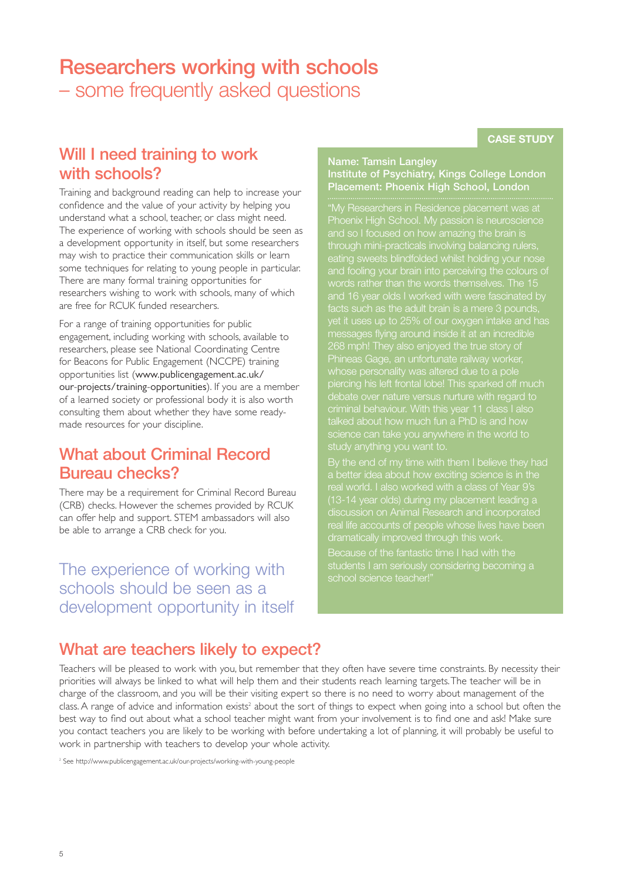# Researchers working with schools – some frequently asked questions

## Will I need training to work with schools?

Training and background reading can help to increase your confidence and the value of your activity by helping you understand what a school, teacher, or class might need. The experience of working with schools should be seen as a development opportunity in itself, but some researchers may wish to practice their communication skills or learn some techniques for relating to young people in particular. There are many formal training opportunities for researchers wishing to work with schools, many of which are free for RCUK funded researchers.

For a range of training opportunities for public engagement, including working with schools, available to researchers, please see National Coordinating Centre for Beacons for Public Engagement (NCCPE) training opportunities list (www.publicengagement.ac.uk/our-projects/training-opportunities). If you are a member of a learned society or professional body it is also worth consulting them about whether they have some ready-made resources for your discipline.

## What about Criminal Record Bureau checks?

There may be a requirement for Criminal Record Bureau (CRB) checks. However the schemes provided by RCUK can offer help and support. STEM ambassadors will also be able to arrange a CRB check for you.

> The experience of working with schools should be seen as a development opportunity in itself

**CASE STUDY**

**Name: Tamsin Langley**
**Institute of Psychiatry, Kings College London**
**Placement: Phoenix High School, London**

"My Researchers in Residence placement was at Phoenix High School. My passion is neuroscience and so I focused on how amazing the brain is through mini-practicals involving balancing rulers, eating sweets blindfolded whilst holding your nose and fooling your brain into perceiving the colours of words rather than the words themselves. The 15 and 16 year olds I worked with were fascinated by facts such as the adult brain is a mere 3 pounds, yet it uses up to 25% of our oxygen intake and has messages flying around inside it at an incredible 268 mph! They also enjoyed the true story of Phineas Gage, an unfortunate railway worker, whose personality was altered due to a pole piercing his left frontal lobe! This sparked off much debate over nature versus nurture with regard to criminal behaviour. With this year 11 class I also talked about how much fun a PhD is and how science can take you anywhere in the world to study anything you want to.

By the end of my time with them I believe they had a better idea about how exciting science is in the real world. I also worked with a class of Year 9's (13-14 year olds) during my placement leading a discussion on Animal Research and incorporated real life accounts of people whose lives have been dramatically improved through this work.

Because of the fantastic time I had with the students I am seriously considering becoming a school science teacher!"

## What are teachers likely to expect?

Teachers will be pleased to work with you, but remember that they often have severe time constraints. By necessity their priorities will always be linked to what will help them and their students reach learning targets. The teacher will be in charge of the classroom, and you will be their visiting expert so there is no need to worry about management of the class. A range of advice and information exists[2] about the sort of things to expect when going into a school but often the best way to find out about what a school teacher might want from your involvement is to find one and ask! Make sure you contact teachers you are likely to be working with before undertaking a lot of planning, it will probably be useful to work in partnership with teachers to develop your whole activity.

[2] See http://www.publicengagement.ac.uk/our-projects/working-with-young-people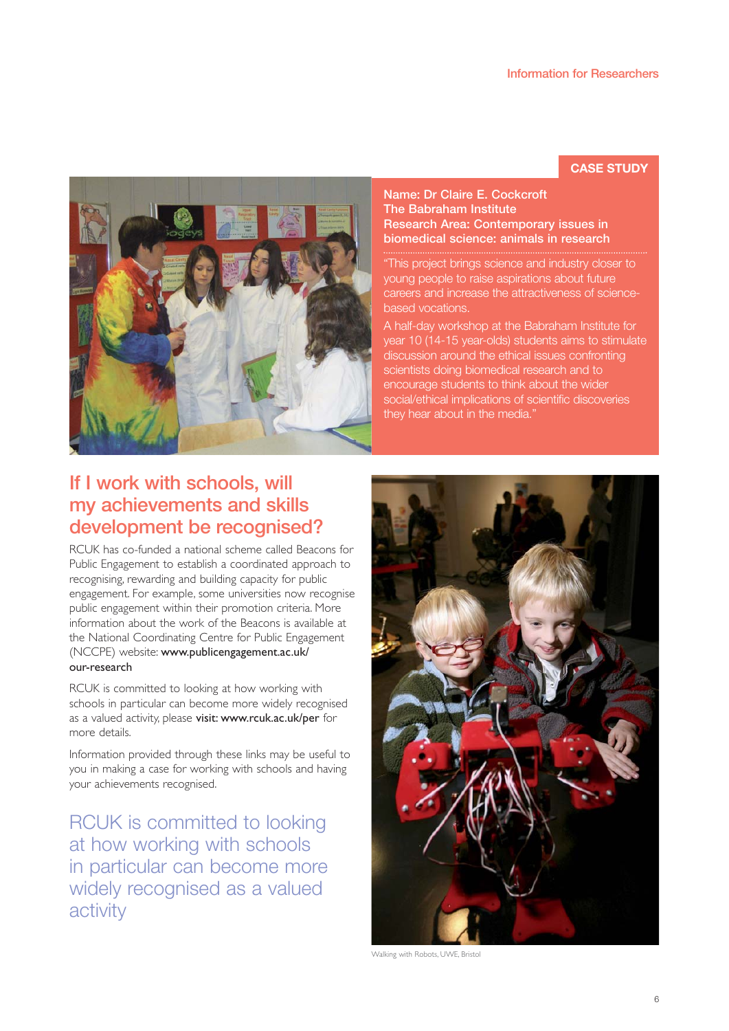**CASE STUDY**

**Name: Dr Claire E. Cockcroft**
**The Babraham Institute**
**Research Area: Contemporary issues in biomedical science: animals in research**

"This project brings science and industry closer to young people to raise aspirations about future careers and increase the attractiveness of science-based vocations.

A half-day workshop at the Babraham Institute for year 10 (14-15 year-olds) students aims to stimulate discussion around the ethical issues confronting scientists doing biomedical research and to encourage students to think about the wider social/ethical implications of scientific discoveries they hear about in the media."

## If I work with schools, will my achievements and skills development be recognised?

RCUK has co-funded a national scheme called Beacons for Public Engagement to establish a coordinated approach to recognising, rewarding and building capacity for public engagement. For example, some universities now recognise public engagement within their promotion criteria. More information about the work of the Beacons is available at the National Coordinating Centre for Public Engagement (NCCPE) website: **www.publicengagement.ac.uk/our-research**

RCUK is committed to looking at how working with schools in particular can become more widely recognised as a valued activity, please **visit: www.rcuk.ac.uk/per** for more details.

Information provided through these links may be useful to you in making a case for working with schools and having your achievements recognised.

> RCUK is committed to looking at how working with schools in particular can become more widely recognised as a valued activity

Walking with Robots, UWE, Bristol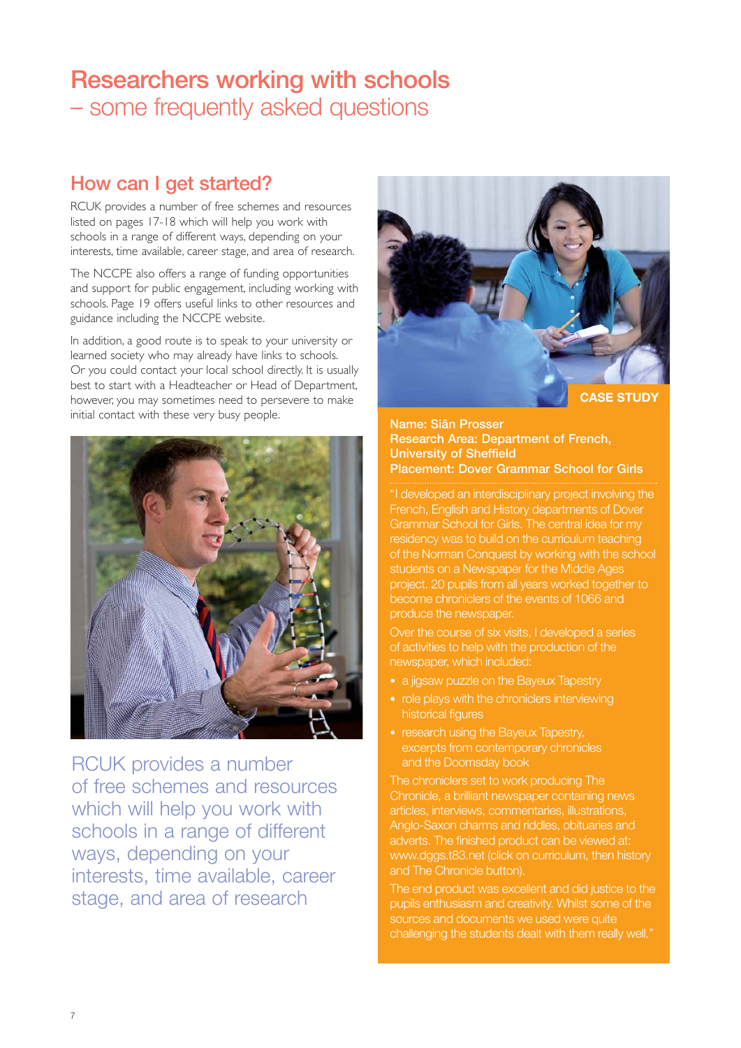# Researchers working with schools
## – some frequently asked questions

## How can I get started?

RCUK provides a number of free schemes and resources listed on pages 17-18 which will help you work with schools in a range of different ways, depending on your interests, time available, career stage, and area of research.

The NCCPE also offers a range of funding opportunities and support for public engagement, including working with schools. Page 19 offers useful links to other resources and guidance including the NCCPE website.

In addition, a good route is to speak to your university or learned society who may already have links to schools. Or you could contact your local school directly. It is usually best to start with a Headteacher or Head of Department, however, you may sometimes need to persevere to make initial contact with these very busy people.

RCUK provides a number of free schemes and resources which will help you work with schools in a range of different ways, depending on your interests, time available, career stage, and area of research

### CASE STUDY

**Name: Siân Prosser**
**Research Area: Department of French, University of Sheffield**
**Placement: Dover Grammar School for Girls**

"I developed an interdisciplinary project involving the French, English and History departments of Dover Grammar School for Girls. The central idea for my residency was to build on the curriculum teaching of the Norman Conquest by working with the school students on a Newspaper for the Middle Ages project. 20 pupils from all years worked together to become chroniclers of the events of 1066 and produce the newspaper.

Over the course of six visits, I developed a series of activities to help with the production of the newspaper, which included:

- a jigsaw puzzle on the Bayeux Tapestry
- role plays with the chroniclers interviewing historical figures
- research using the Bayeux Tapestry, excerpts from contemporary chronicles and the Doomsday book

The chroniclers set to work producing The Chronicle, a brilliant newspaper containing news articles, interviews, commentaries, illustrations, Anglo-Saxon charms and riddles, obituaries and adverts. The finished product can be viewed at: www.dggs.t83.net (click on curriculum, then history and The Chronicle button).

The end product was excellent and did justice to the pupils enthusiasm and creativity. Whilst some of the sources and documents we used were quite challenging the students dealt with them really well."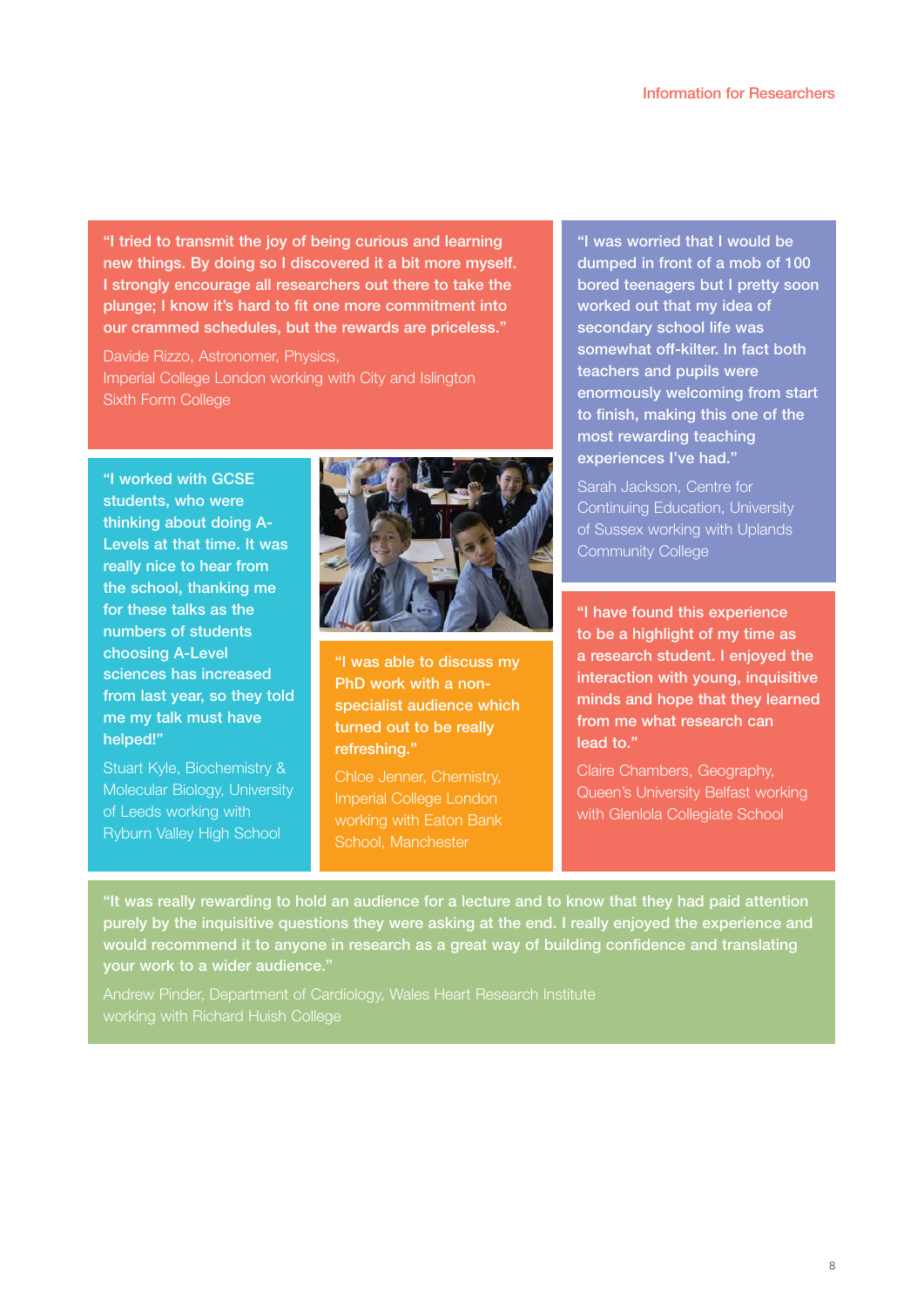"I tried to transmit the joy of being curious and learning new things. By doing so I discovered it a bit more myself. I strongly encourage all researchers out there to take the plunge; I know it's hard to fit one more commitment into our crammed schedules, but the rewards are priceless."

Davide Rizzo, Astronomer, Physics, Imperial College London working with City and Islington Sixth Form College

"I was worried that I would be dumped in front of a mob of 100 bored teenagers but I pretty soon worked out that my idea of secondary school life was somewhat off-kilter. In fact both teachers and pupils were enormously welcoming from start to finish, making this one of the most rewarding teaching experiences I've had."

Sarah Jackson, Centre for Continuing Education, University of Sussex working with Uplands Community College

"I worked with GCSE students, who were thinking about doing A-Levels at that time. It was really nice to hear from the school, thanking me for these talks as the numbers of students choosing A-Level sciences has increased from last year, so they told me my talk must have helped!"

Stuart Kyle, Biochemistry & Molecular Biology, University of Leeds working with Ryburn Valley High School

"I was able to discuss my PhD work with a non-specialist audience which turned out to be really refreshing."

Chloe Jenner, Chemistry, Imperial College London working with Eaton Bank School, Manchester

"I have found this experience to be a highlight of my time as a research student. I enjoyed the interaction with young, inquisitive minds and hope that they learned from me what research can lead to."

Claire Chambers, Geography, Queen's University Belfast working with Glenlola Collegiate School

"It was really rewarding to hold an audience for a lecture and to know that they had paid attention purely by the inquisitive questions they were asking at the end. I really enjoyed the experience and would recommend it to anyone in research as a great way of building confidence and translating your work to a wider audience."

Andrew Pinder, Department of Cardiology, Wales Heart Research Institute working with Richard Huish College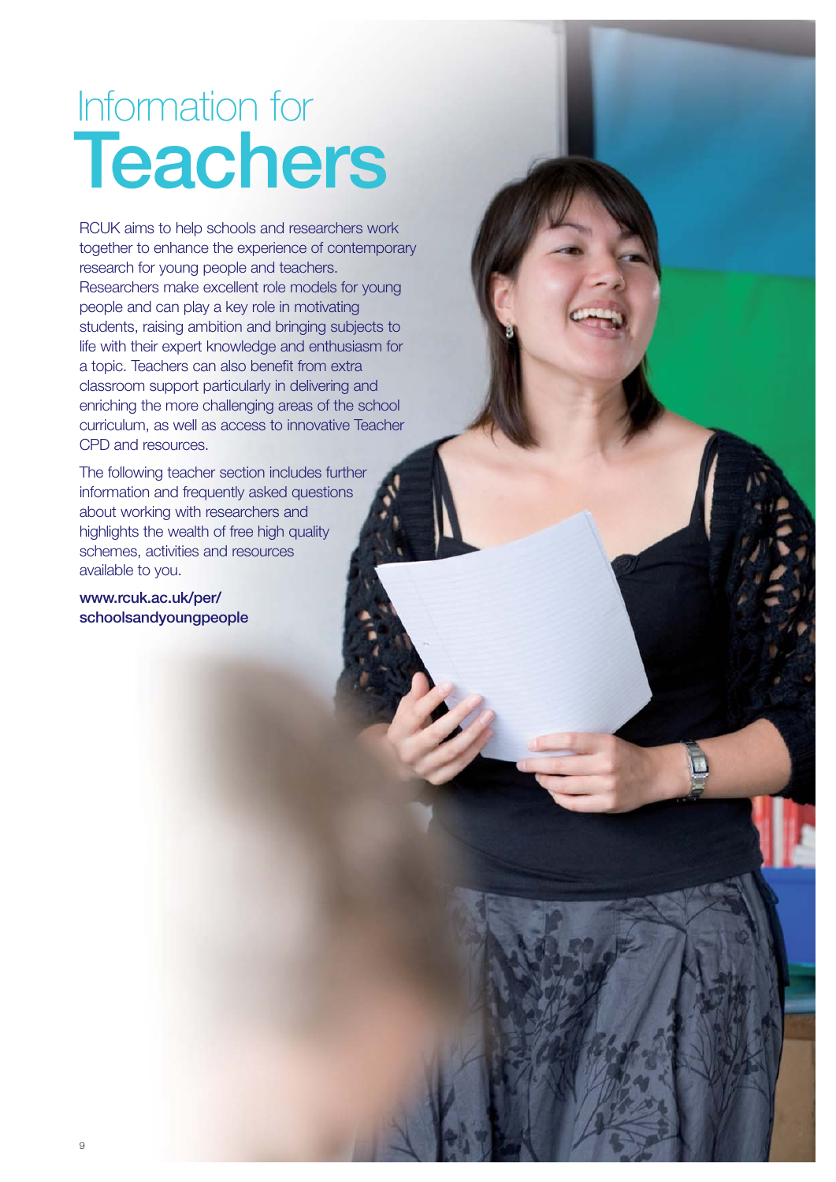# Information for Teachers

RCUK aims to help schools and researchers work together to enhance the experience of contemporary research for young people and teachers. Researchers make excellent role models for young people and can play a key role in motivating students, raising ambition and bringing subjects to life with their expert knowledge and enthusiasm for a topic. Teachers can also benefit from extra classroom support particularly in delivering and enriching the more challenging areas of the school curriculum, as well as access to innovative Teacher CPD and resources.

The following teacher section includes further information and frequently asked questions about working with researchers and highlights the wealth of free high quality schemes, activities and resources available to you.

**www.rcuk.ac.uk/per/schoolsandyoungpeople**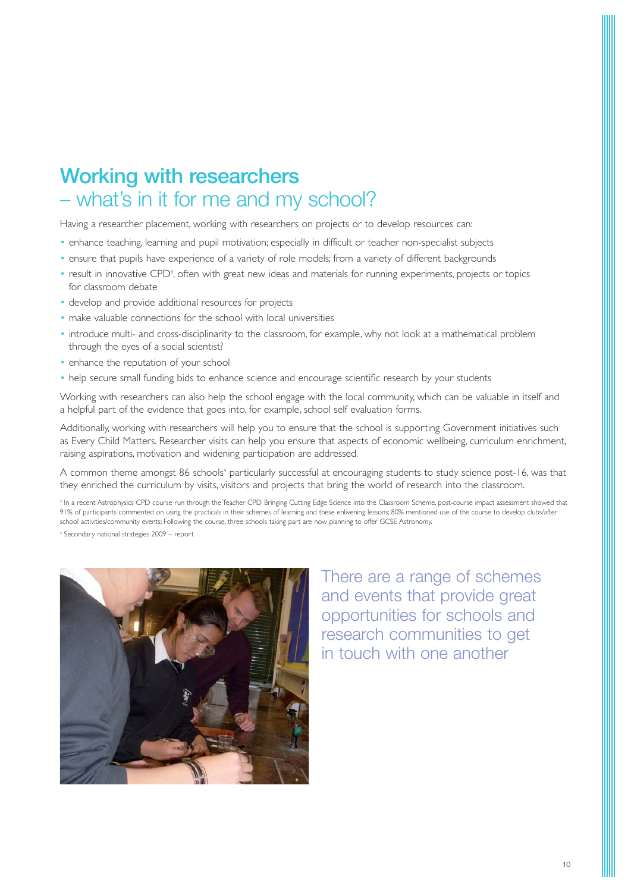# Working with researchers
## – what's in it for me and my school?

Having a researcher placement, working with researchers on projects or to develop resources can:

- enhance teaching, learning and pupil motivation; especially in difficult or teacher non-specialist subjects
- ensure that pupils have experience of a variety of role models; from a variety of different backgrounds
- result in innovative CPD[3], often with great new ideas and materials for running experiments, projects or topics for classroom debate
- develop and provide additional resources for projects
- make valuable connections for the school with local universities
- introduce multi- and cross-disciplinarity to the classroom, for example, why not look at a mathematical problem through the eyes of a social scientist?
- enhance the reputation of your school
- help secure small funding bids to enhance science and encourage scientific research by your students

Working with researchers can also help the school engage with the local community, which can be valuable in itself and a helpful part of the evidence that goes into, for example, school self evaluation forms.

Additionally, working with researchers will help you to ensure that the school is supporting Government initiatives such as Every Child Matters. Researcher visits can help you ensure that aspects of economic wellbeing, curriculum enrichment, raising aspirations, motivation and widening participation are addressed.

A common theme amongst 86 schools[4] particularly successful at encouraging students to study science post-16, was that they enriched the curriculum by visits, visitors and projects that bring the world of research into the classroom.

[3] In a recent Astrophysics CPD course run through the Teacher CPD Bringing Cutting Edge Science into the Classroom Scheme, post-course impact assessment showed that 91% of participants commented on using the practicals in their schemes of learning and these enlivening lessons; 80% mentioned use of the course to develop clubs/after school activities/community events; Following the course, three schools taking part are now planning to offer GCSE Astronomy.

[4] Secondary national strategies 2009 – report

There are a range of schemes and events that provide great opportunities for schools and research communities to get in touch with one another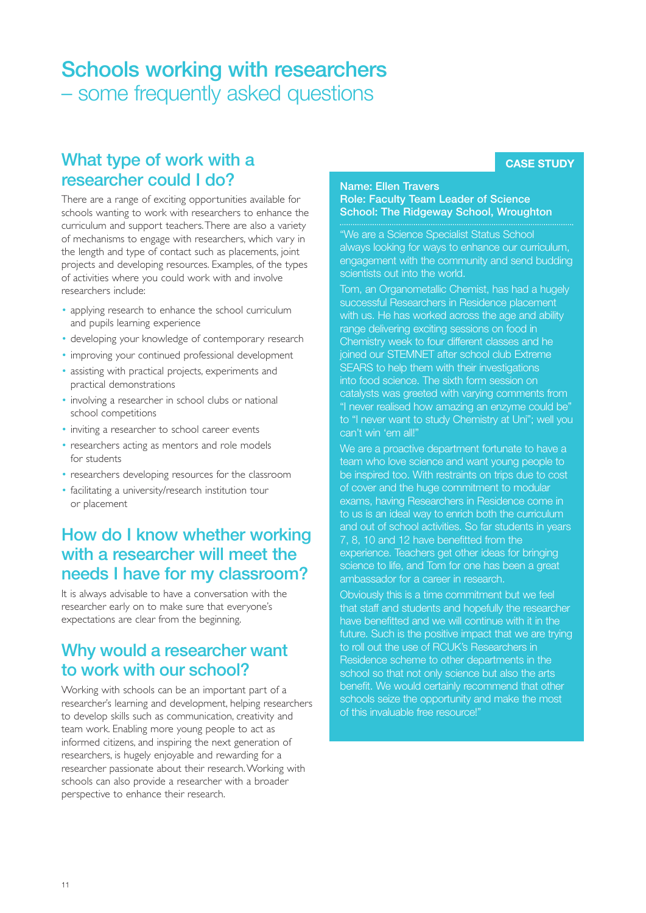# Schools working with researchers – some frequently asked questions

## What type of work with a researcher could I do?

There are a range of exciting opportunities available for schools wanting to work with researchers to enhance the curriculum and support teachers. There are also a variety of mechanisms to engage with researchers, which vary in the length and type of contact such as placements, joint projects and developing resources. Examples, of the types of activities where you could work with and involve researchers include:

- applying research to enhance the school curriculum and pupils learning experience
- developing your knowledge of contemporary research
- improving your continued professional development
- assisting with practical projects, experiments and practical demonstrations
- involving a researcher in school clubs or national school competitions
- inviting a researcher to school career events
- researchers acting as mentors and role models for students
- researchers developing resources for the classroom
- facilitating a university/research institution tour or placement

## How do I know whether working with a researcher will meet the needs I have for my classroom?

It is always advisable to have a conversation with the researcher early on to make sure that everyone's expectations are clear from the beginning.

## Why would a researcher want to work with our school?

Working with schools can be an important part of a researcher's learning and development, helping researchers to develop skills such as communication, creativity and team work. Enabling more young people to act as informed citizens, and inspiring the next generation of researchers, is hugely enjoyable and rewarding for a researcher passionate about their research. Working with schools can also provide a researcher with a broader perspective to enhance their research.

**CASE STUDY**

**Name: Ellen Travers**
**Role: Faculty Team Leader of Science**
**School: The Ridgeway School, Wroughton**

"We are a Science Specialist Status School always looking for ways to enhance our curriculum, engagement with the community and send budding scientists out into the world.

Tom, an Organometallic Chemist, has had a hugely successful Researchers in Residence placement with us. He has worked across the age and ability range delivering exciting sessions on food in Chemistry week to four different classes and he joined our STEMNET after school club Extreme SEARS to help them with their investigations into food science. The sixth form session on catalysts was greeted with varying comments from "I never realised how amazing an enzyme could be" to "I never want to study Chemistry at Uni"; well you can't win 'em all!"

We are a proactive department fortunate to have a team who love science and want young people to be inspired too. With restraints on trips due to cost of cover and the huge commitment to modular exams, having Researchers in Residence come in to us is an ideal way to enrich both the curriculum and out of school activities. So far students in years 7, 8, 10 and 12 have benefitted from the experience. Teachers get other ideas for bringing science to life, and Tom for one has been a great ambassador for a career in research.

Obviously this is a time commitment but we feel that staff and students and hopefully the researcher have benefitted and we will continue with it in the future. Such is the positive impact that we are trying to roll out the use of RCUK's Researchers in Residence scheme to other departments in the school so that not only science but also the arts benefit. We would certainly recommend that other schools seize the opportunity and make the most of this invaluable free resource!"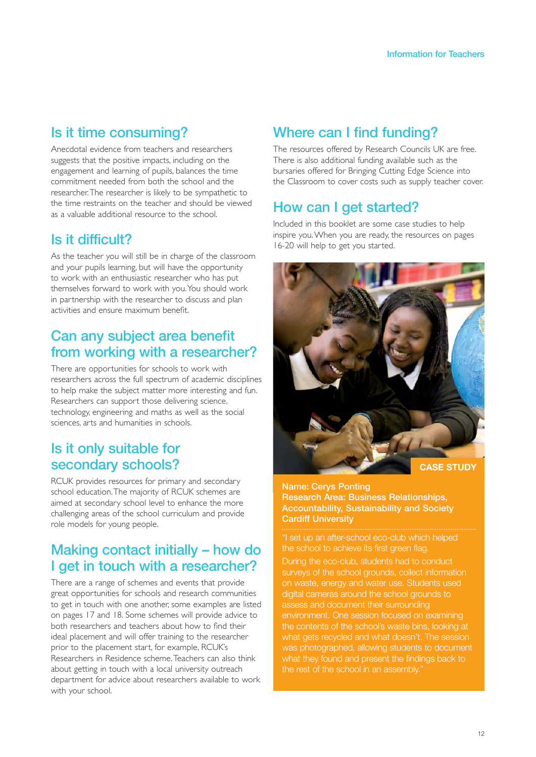## Is it time consuming?

Anecdotal evidence from teachers and researchers suggests that the positive impacts, including on the engagement and learning of pupils, balances the time commitment needed from both the school and the researcher. The researcher is likely to be sympathetic to the time restraints on the teacher and should be viewed as a valuable additional resource to the school.

## Is it difficult?

As the teacher you will still be in charge of the classroom and your pupils learning, but will have the opportunity to work with an enthusiastic researcher who has put themselves forward to work with you. You should work in partnership with the researcher to discuss and plan activities and ensure maximum benefit.

## Can any subject area benefit from working with a researcher?

There are opportunities for schools to work with researchers across the full spectrum of academic disciplines to help make the subject matter more interesting and fun. Researchers can support those delivering science, technology, engineering and maths as well as the social sciences, arts and humanities in schools.

## Is it only suitable for secondary schools?

RCUK provides resources for primary and secondary school education. The majority of RCUK schemes are aimed at secondary school level to enhance the more challenging areas of the school curriculum and provide role models for young people.

## Making contact initially – how do I get in touch with a researcher?

There are a range of schemes and events that provide great opportunities for schools and research communities to get in touch with one another, some examples are listed on pages 17 and 18. Some schemes will provide advice to both researchers and teachers about how to find their ideal placement and will offer training to the researcher prior to the placement start, for example, RCUK's Researchers in Residence scheme. Teachers can also think about getting in touch with a local university outreach department for advice about researchers available to work with your school.

## Where can I find funding?

The resources offered by Research Councils UK are free. There is also additional funding available such as the bursaries offered for Bringing Cutting Edge Science into the Classroom to cover costs such as supply teacher cover.

## How can I get started?

Included in this booklet are some case studies to help inspire you. When you are ready, the resources on pages 16-20 will help to get you started.

### CASE STUDY

**Name: Cerys Ponting**
**Research Area: Business Relationships, Accountability, Sustainability and Society**
**Cardiff University**

"I set up an after-school eco-club which helped the school to achieve its first green flag.

During the eco-club, students had to conduct surveys of the school grounds, collect information on waste, energy and water use. Students used digital cameras around the school grounds to assess and document their surrounding environment. One session focused on examining the contents of the school's waste bins, looking at what gets recycled and what doesn't. The session was photographed, allowing students to document what they found and present the findings back to the rest of the school in an assembly."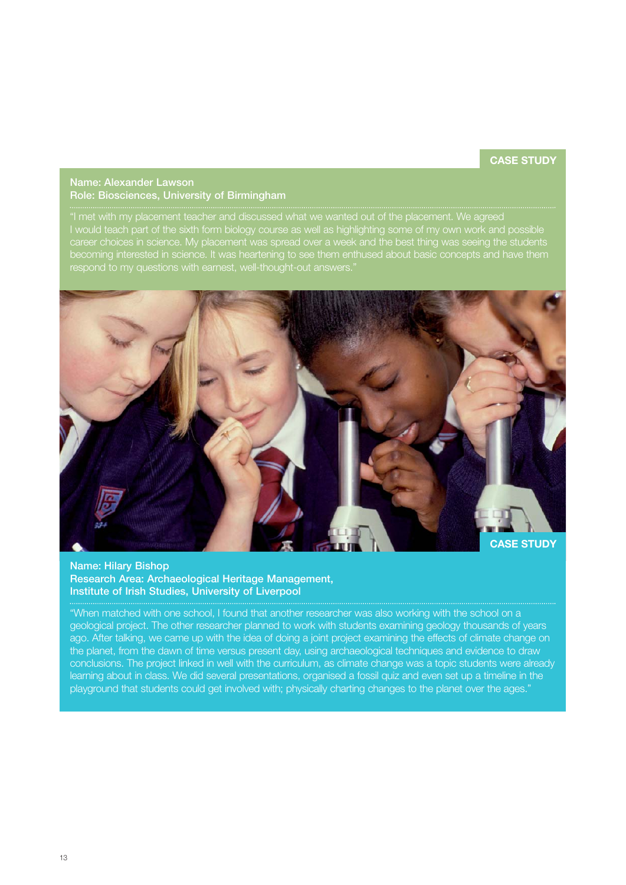**CASE STUDY**

**Name: Alexander Lawson**
**Role: Biosciences, University of Birmingham**

"I met with my placement teacher and discussed what we wanted out of the placement. We agreed I would teach part of the sixth form biology course as well as highlighting some of my own work and possible career choices in science. My placement was spread over a week and the best thing was seeing the students becoming interested in science. It was heartening to see them enthused about basic concepts and have them respond to my questions with earnest, well-thought-out answers."

**CASE STUDY**

**Name: Hilary Bishop**
**Research Area: Archaeological Heritage Management, Institute of Irish Studies, University of Liverpool**

"When matched with one school, I found that another researcher was also working with the school on a geological project. The other researcher planned to work with students examining geology thousands of years ago. After talking, we came up with the idea of doing a joint project examining the effects of climate change on the planet, from the dawn of time versus present day, using archaeological techniques and evidence to draw conclusions. The project linked in well with the curriculum, as climate change was a topic students were already learning about in class. We did several presentations, organised a fossil quiz and even set up a timeline in the playground that students could get involved with; physically charting changes to the planet over the ages."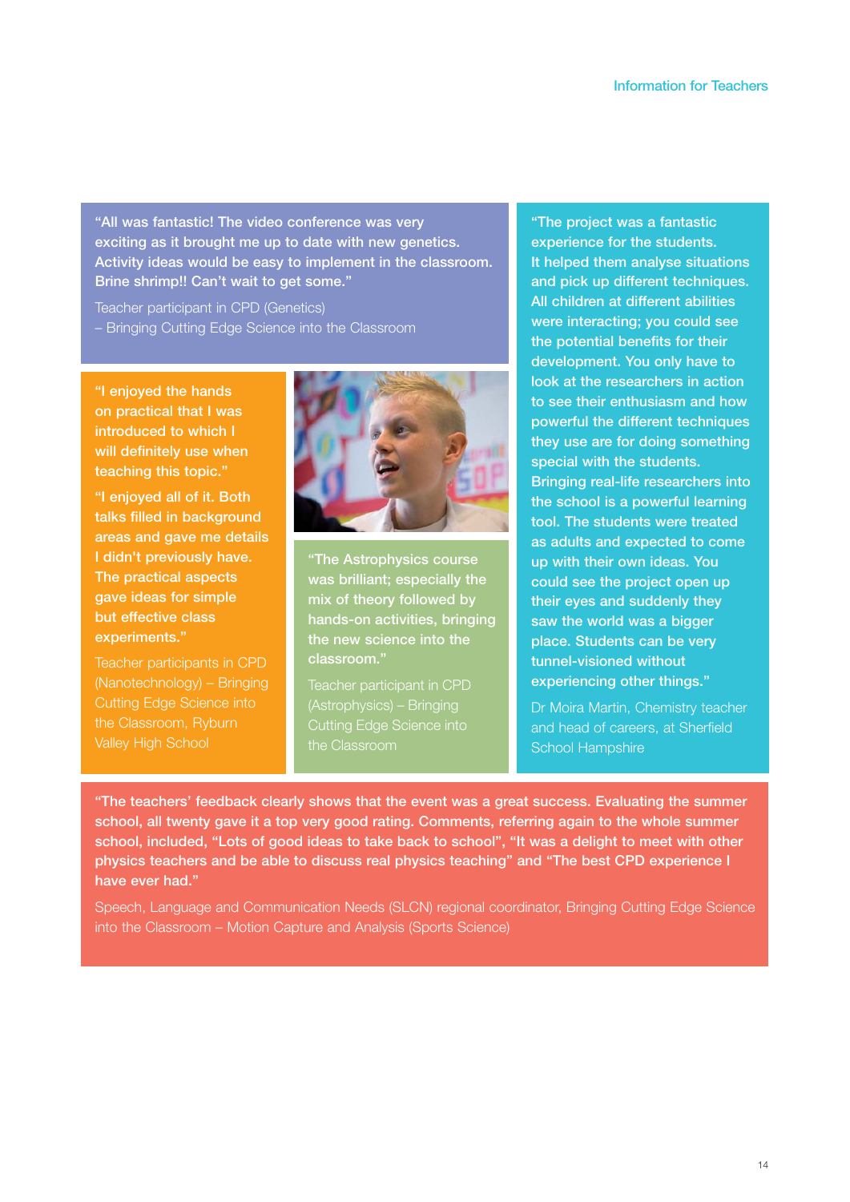"All was fantastic! The video conference was very exciting as it brought me up to date with new genetics. Activity ideas would be easy to implement in the classroom. Brine shrimp!! Can't wait to get some."

Teacher participant in CPD (Genetics) – Bringing Cutting Edge Science into the Classroom

"I enjoyed the hands on practical that I was introduced to which I will definitely use when teaching this topic."

"I enjoyed all of it. Both talks filled in background areas and gave me details I didn't previously have. The practical aspects gave ideas for simple but effective class experiments."

Teacher participants in CPD (Nanotechnology) – Bringing Cutting Edge Science into the Classroom, Ryburn Valley High School

"The Astrophysics course was brilliant; especially the mix of theory followed by hands-on activities, bringing the new science into the classroom."

Teacher participant in CPD (Astrophysics) – Bringing Cutting Edge Science into the Classroom

"The project was a fantastic experience for the students. It helped them analyse situations and pick up different techniques. All children at different abilities were interacting; you could see the potential benefits for their development. You only have to look at the researchers in action to see their enthusiasm and how powerful the different techniques they use are for doing something special with the students. Bringing real-life researchers into the school is a powerful learning tool. The students were treated as adults and expected to come up with their own ideas. You could see the project open up their eyes and suddenly they saw the world was a bigger place. Students can be very tunnel-visioned without experiencing other things."

Dr Moira Martin, Chemistry teacher and head of careers, at Sherfield School Hampshire

"The teachers' feedback clearly shows that the event was a great success. Evaluating the summer school, all twenty gave it a top very good rating. Comments, referring again to the whole summer school, included, "Lots of good ideas to take back to school", "It was a delight to meet with other physics teachers and be able to discuss real physics teaching" and "The best CPD experience I have ever had.""

Speech, Language and Communication Needs (SLCN) regional coordinator, Bringing Cutting Edge Science into the Classroom – Motion Capture and Analysis (Sports Science)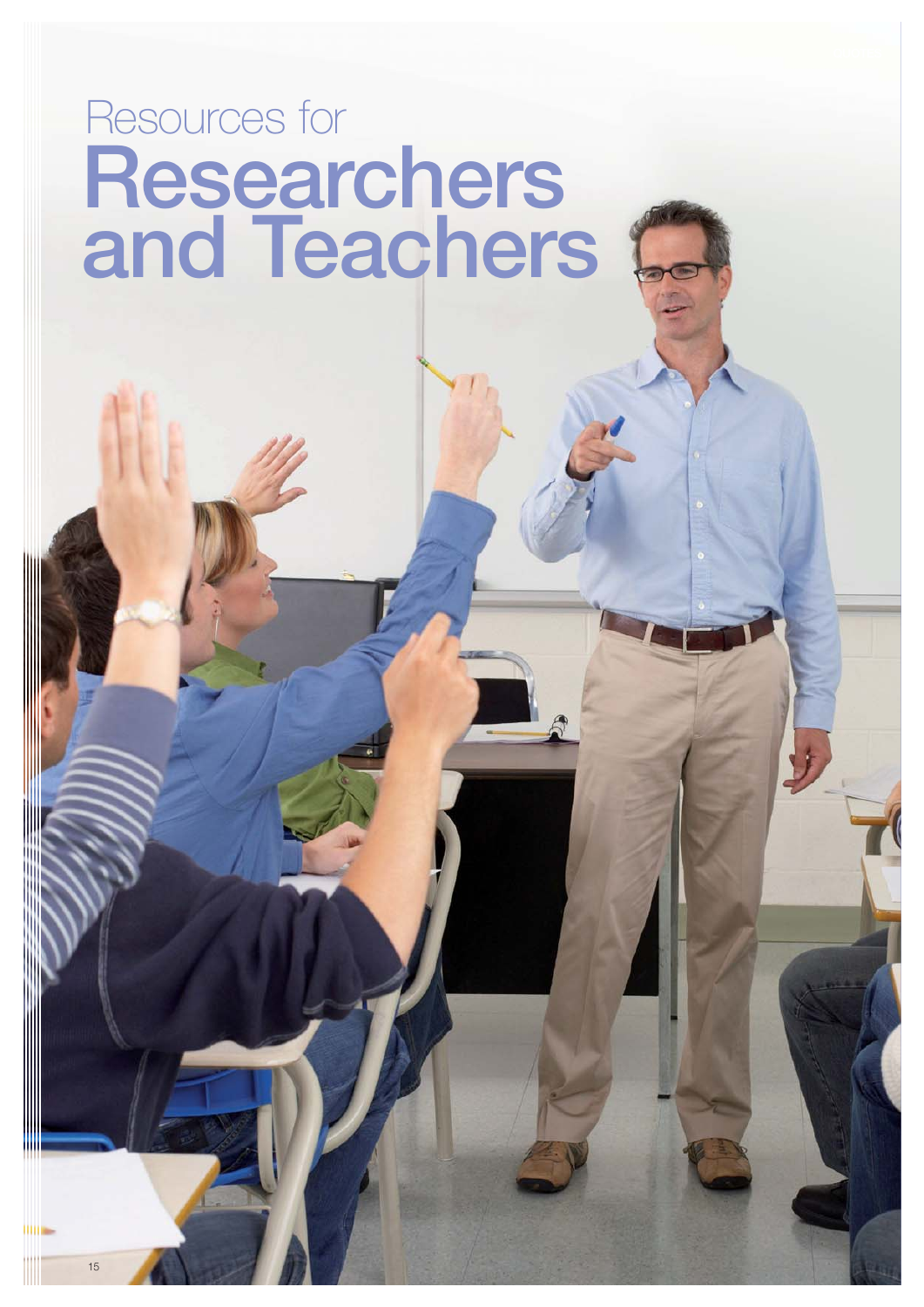# Resources for Researchers and Teachers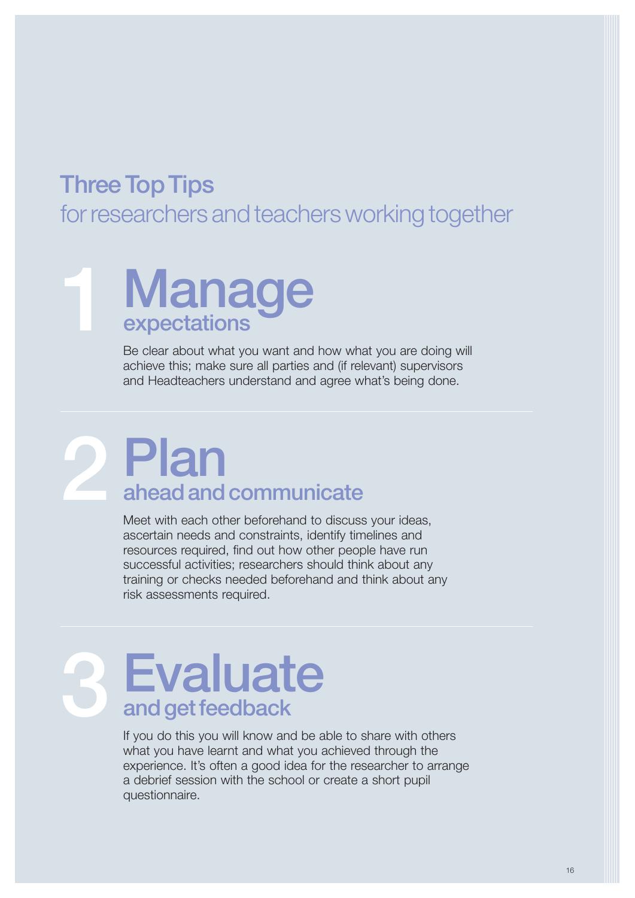# Three Top Tips
for researchers and teachers working together

## 1 Manage expectations

Be clear about what you want and how what you are doing will achieve this; make sure all parties and (if relevant) supervisors and Headteachers understand and agree what's being done.

## 2 Plan ahead and communicate

Meet with each other beforehand to discuss your ideas, ascertain needs and constraints, identify timelines and resources required, find out how other people have run successful activities; researchers should think about any training or checks needed beforehand and think about any risk assessments required.

## 3 Evaluate and get feedback

If you do this you will know and be able to share with others what you have learnt and what you achieved through the experience. It's often a good idea for the researcher to arrange a debrief session with the school or create a short pupil questionnaire.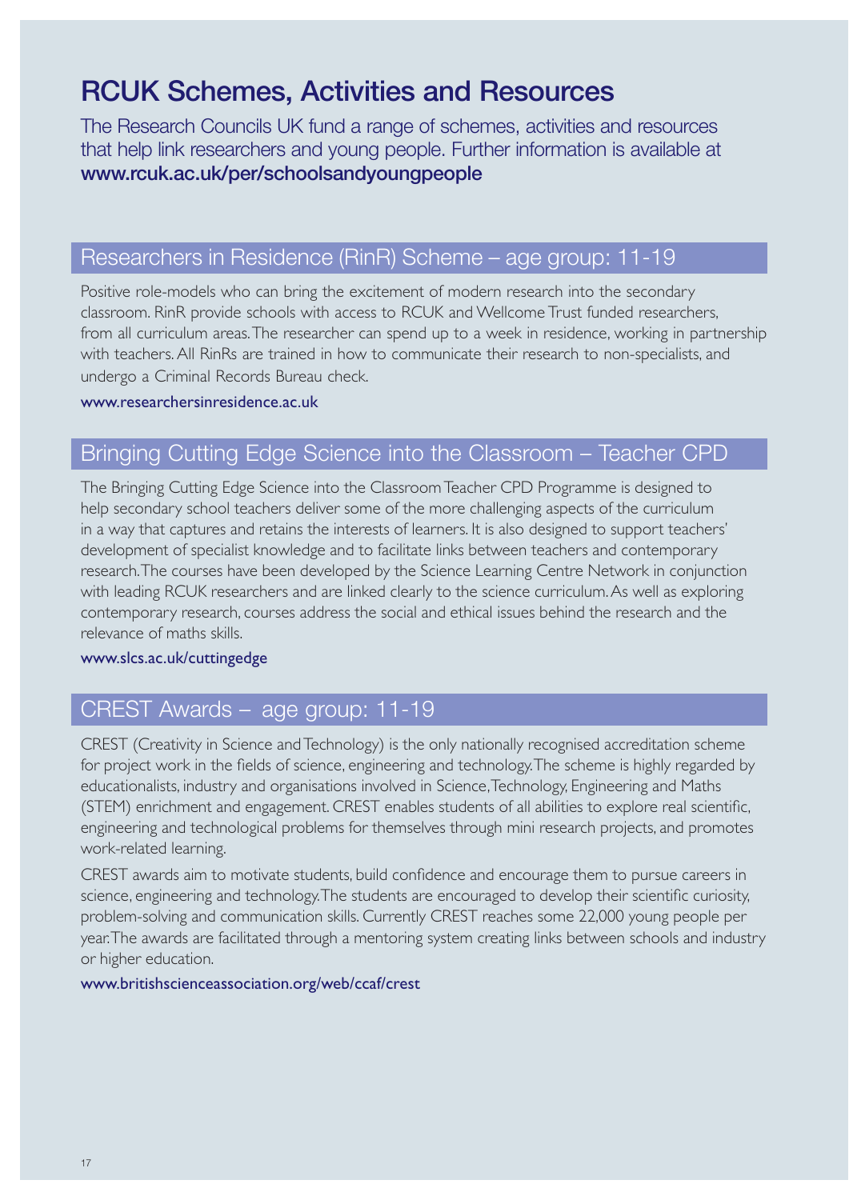# RCUK Schemes, Activities and Resources

The Research Councils UK fund a range of schemes, activities and resources that help link researchers and young people. Further information is available at **www.rcuk.ac.uk/per/schoolsandyoungpeople**

## Researchers in Residence (RinR) Scheme – age group: 11-19

Positive role-models who can bring the excitement of modern research into the secondary classroom. RinR provide schools with access to RCUK and Wellcome Trust funded researchers, from all curriculum areas. The researcher can spend up to a week in residence, working in partnership with teachers. All RinRs are trained in how to communicate their research to non-specialists, and undergo a Criminal Records Bureau check.

www.researchersinresidence.ac.uk

## Bringing Cutting Edge Science into the Classroom – Teacher CPD

The Bringing Cutting Edge Science into the Classroom Teacher CPD Programme is designed to help secondary school teachers deliver some of the more challenging aspects of the curriculum in a way that captures and retains the interests of learners. It is also designed to support teachers' development of specialist knowledge and to facilitate links between teachers and contemporary research. The courses have been developed by the Science Learning Centre Network in conjunction with leading RCUK researchers and are linked clearly to the science curriculum. As well as exploring contemporary research, courses address the social and ethical issues behind the research and the relevance of maths skills.

www.slcs.ac.uk/cuttingedge

## CREST Awards – age group: 11-19

CREST (Creativity in Science and Technology) is the only nationally recognised accreditation scheme for project work in the fields of science, engineering and technology. The scheme is highly regarded by educationalists, industry and organisations involved in Science, Technology, Engineering and Maths (STEM) enrichment and engagement. CREST enables students of all abilities to explore real scientific, engineering and technological problems for themselves through mini research projects, and promotes work-related learning.

CREST awards aim to motivate students, build confidence and encourage them to pursue careers in science, engineering and technology. The students are encouraged to develop their scientific curiosity, problem-solving and communication skills. Currently CREST reaches some 22,000 young people per year. The awards are facilitated through a mentoring system creating links between schools and industry or higher education.

www.britishscienceassociation.org/web/ccaf/crest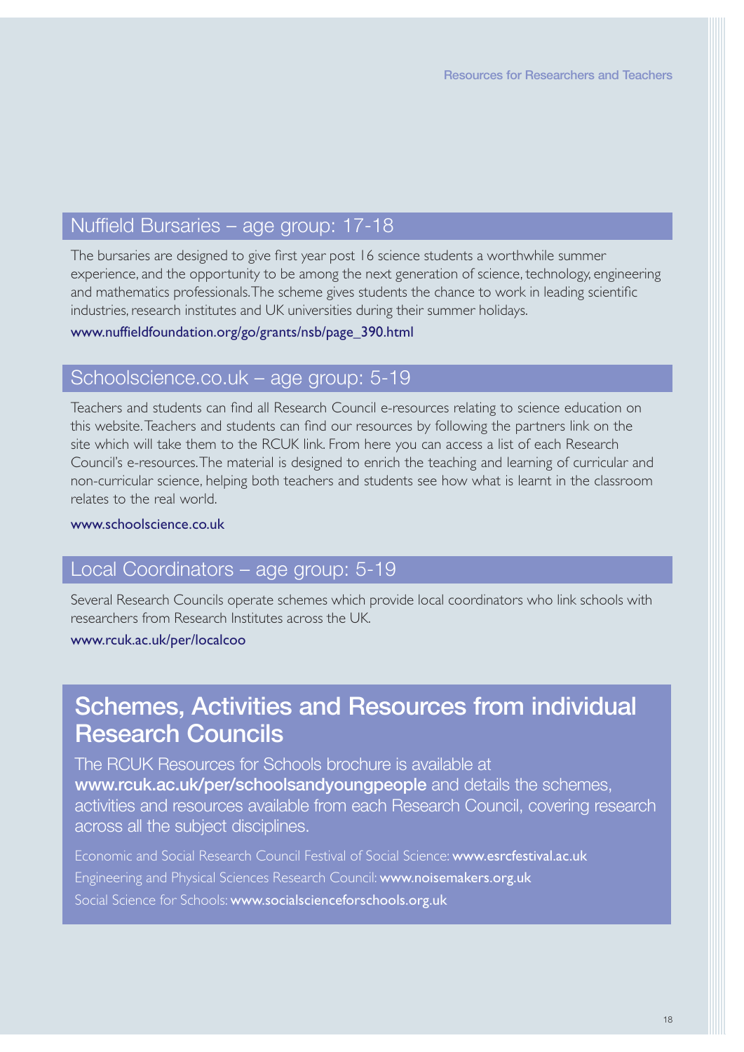## Nuffield Bursaries – age group: 17-18

The bursaries are designed to give first year post 16 science students a worthwhile summer experience, and the opportunity to be among the next generation of science, technology, engineering and mathematics professionals. The scheme gives students the chance to work in leading scientific industries, research institutes and UK universities during their summer holidays.

www.nuffieldfoundation.org/go/grants/nsb/page_390.html

## Schoolscience.co.uk – age group: 5-19

Teachers and students can find all Research Council e-resources relating to science education on this website. Teachers and students can find our resources by following the partners link on the site which will take them to the RCUK link. From here you can access a list of each Research Council's e-resources. The material is designed to enrich the teaching and learning of curricular and non-curricular science, helping both teachers and students see how what is learnt in the classroom relates to the real world.

www.schoolscience.co.uk

## Local Coordinators – age group: 5-19

Several Research Councils operate schemes which provide local coordinators who link schools with researchers from Research Institutes across the UK.

www.rcuk.ac.uk/per/localcoo

# Schemes, Activities and Resources from individual Research Councils

The RCUK Resources for Schools brochure is available at **www.rcuk.ac.uk/per/schoolsandyoungpeople** and details the schemes, activities and resources available from each Research Council, covering research across all the subject disciplines.

Economic and Social Research Council Festival of Social Science: **www.esrcfestival.ac.uk**
Engineering and Physical Sciences Research Council: **www.noisemakers.org.uk**
Social Science for Schools: **www.socialscienceforschools.org.uk**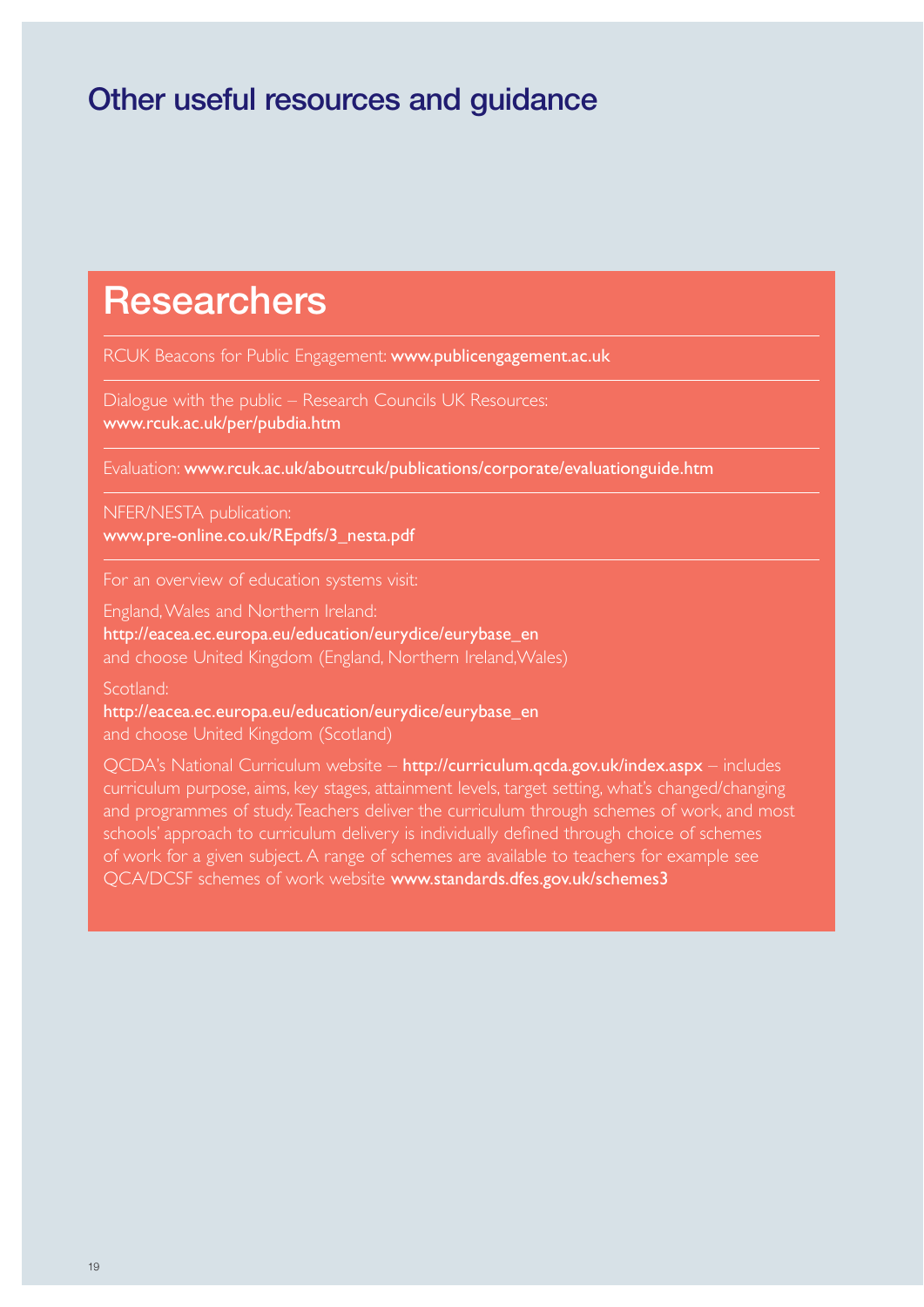# Other useful resources and guidance

## Researchers

RCUK Beacons for Public Engagement: **www.publicengagement.ac.uk**

Dialogue with the public – Research Councils UK Resources:
**www.rcuk.ac.uk/per/pubdia.htm**

Evaluation: **www.rcuk.ac.uk/aboutrcuk/publications/corporate/evaluationguide.htm**

NFER/NESTA publication:
**www.pre-online.co.uk/REpdfs/3_nesta.pdf**

For an overview of education systems visit:

England, Wales and Northern Ireland:
**http://eacea.ec.europa.eu/education/eurydice/eurybase_en**
and choose United Kingdom (England, Northern Ireland, Wales)

Scotland:
**http://eacea.ec.europa.eu/education/eurydice/eurybase_en**
and choose United Kingdom (Scotland)

QCDA's National Curriculum website – **http://curriculum.qcda.gov.uk/index.aspx** – includes curriculum purpose, aims, key stages, attainment levels, target setting, what's changed/changing and programmes of study. Teachers deliver the curriculum through schemes of work, and most schools' approach to curriculum delivery is individually defined through choice of schemes of work for a given subject. A range of schemes are available to teachers for example see QCA/DCSF schemes of work website **www.standards.dfes.gov.uk/schemes3**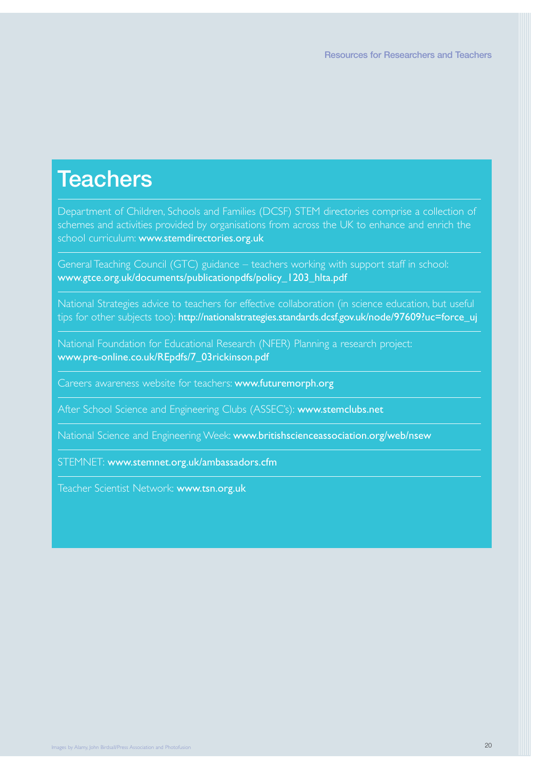# Teachers

Department of Children, Schools and Families (DCSF) STEM directories comprise a collection of schemes and activities provided by organisations from across the UK to enhance and enrich the school curriculum: **www.stemdirectories.org.uk**

General Teaching Council (GTC) guidance – teachers working with support staff in school: **www.gtce.org.uk/documents/publicationpdfs/policy_1203_hlta.pdf**

National Strategies advice to teachers for effective collaboration (in science education, but useful tips for other subjects too): **http://nationalstrategies.standards.dcsf.gov.uk/node/97609?uc=force_uj**

National Foundation for Educational Research (NFER) Planning a research project: **www.pre-online.co.uk/REpdfs/7_03rickinson.pdf**

Careers awareness website for teachers: **www.futuremorph.org**

After School Science and Engineering Clubs (ASSEC's): **www.stemclubs.net**

National Science and Engineering Week: **www.britishscienceassociation.org/web/nsew**

STEMNET: **www.stemnet.org.uk/ambassadors.cfm**

Teacher Scientist Network: **www.tsn.org.uk**

Images by Alamy, John Birdsall/Press Association and Photofusion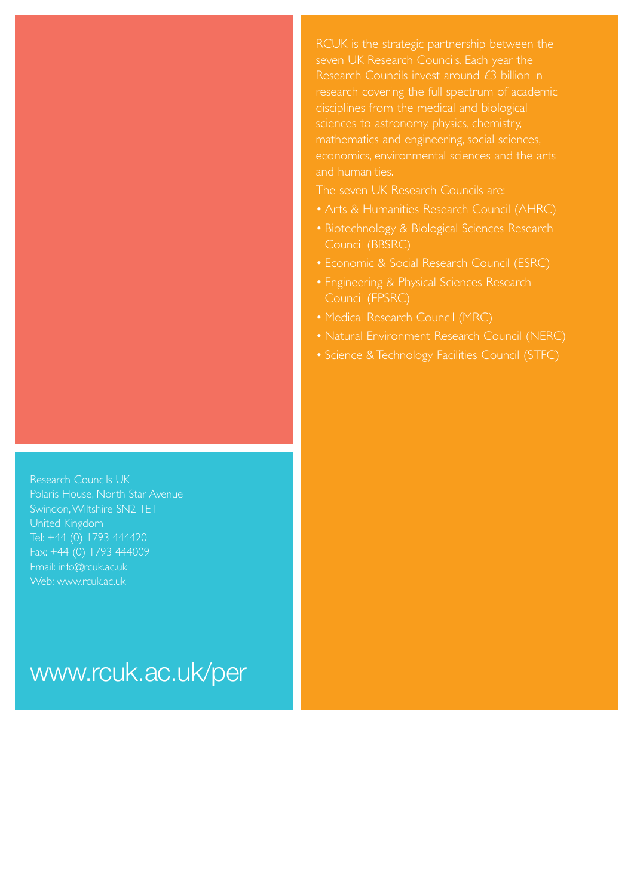RCUK is the strategic partnership between the seven UK Research Councils. Each year the Research Councils invest around £3 billion in research covering the full spectrum of academic disciplines from the medical and biological sciences to astronomy, physics, chemistry, mathematics and engineering, social sciences, economics, environmental sciences and the arts and humanities.

The seven UK Research Councils are:

- Arts & Humanities Research Council (AHRC)
- Biotechnology & Biological Sciences Research Council (BBSRC)
- Economic & Social Research Council (ESRC)
- Engineering & Physical Sciences Research Council (EPSRC)
- Medical Research Council (MRC)
- Natural Environment Research Council (NERC)
- Science & Technology Facilities Council (STFC)

Research Councils UK
Polaris House, North Star Avenue
Swindon, Wiltshire SN2 1ET
United Kingdom
Tel: +44 (0) 1793 444420
Fax: +44 (0) 1793 444009
Email: info@rcuk.ac.uk
Web: www.rcuk.ac.uk

www.rcuk.ac.uk/per